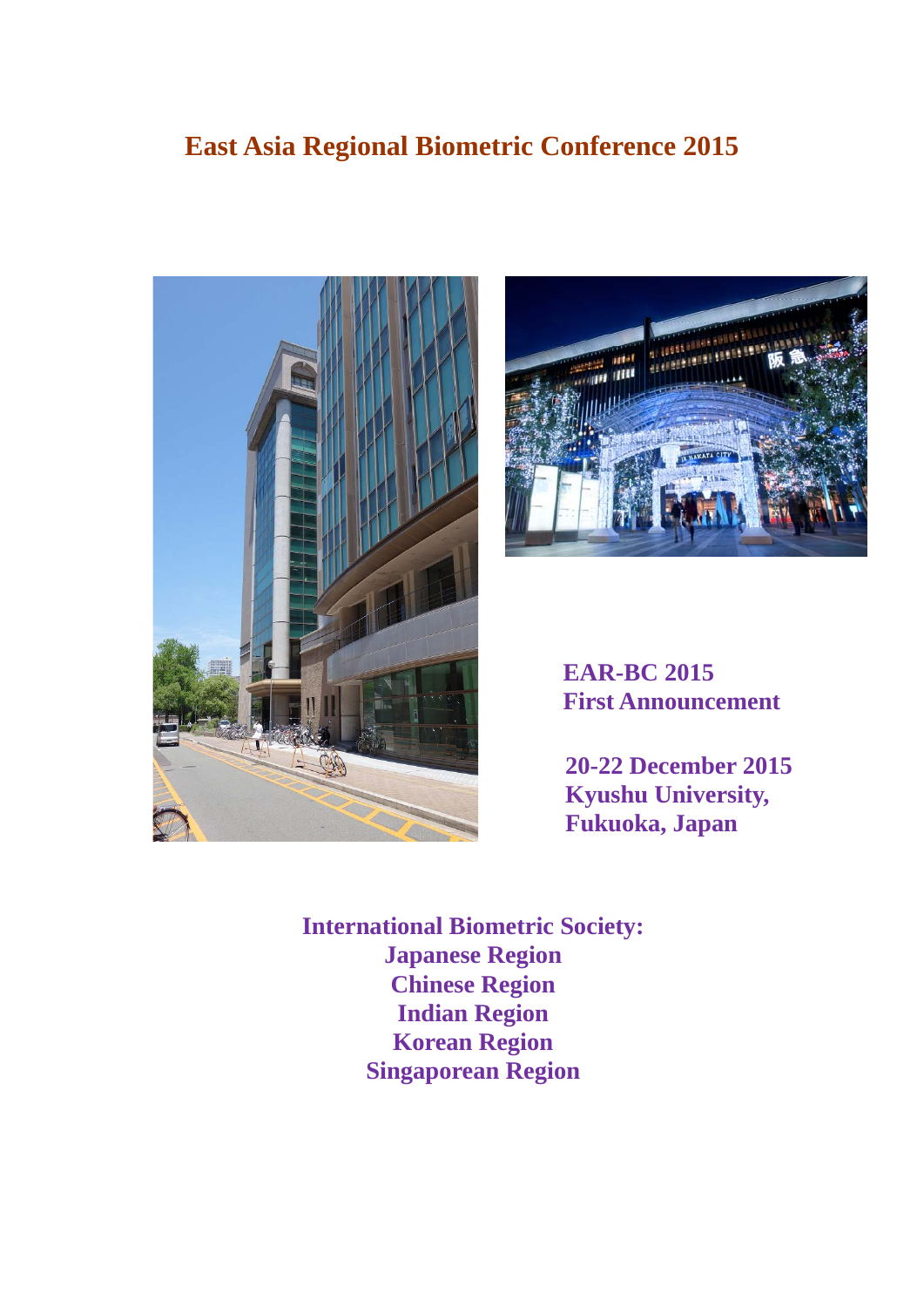# East Asia Regional Biometric Conference 2015

**EAR-BC 2015**
**First Announcement**

**20-22 December 2015**
**Kyushu University,**
**Fukuoka, Japan**

**International Biometric Society:**
**Japanese Region**
**Chinese Region**
**Indian Region**
**Korean Region**
**Singaporean Region**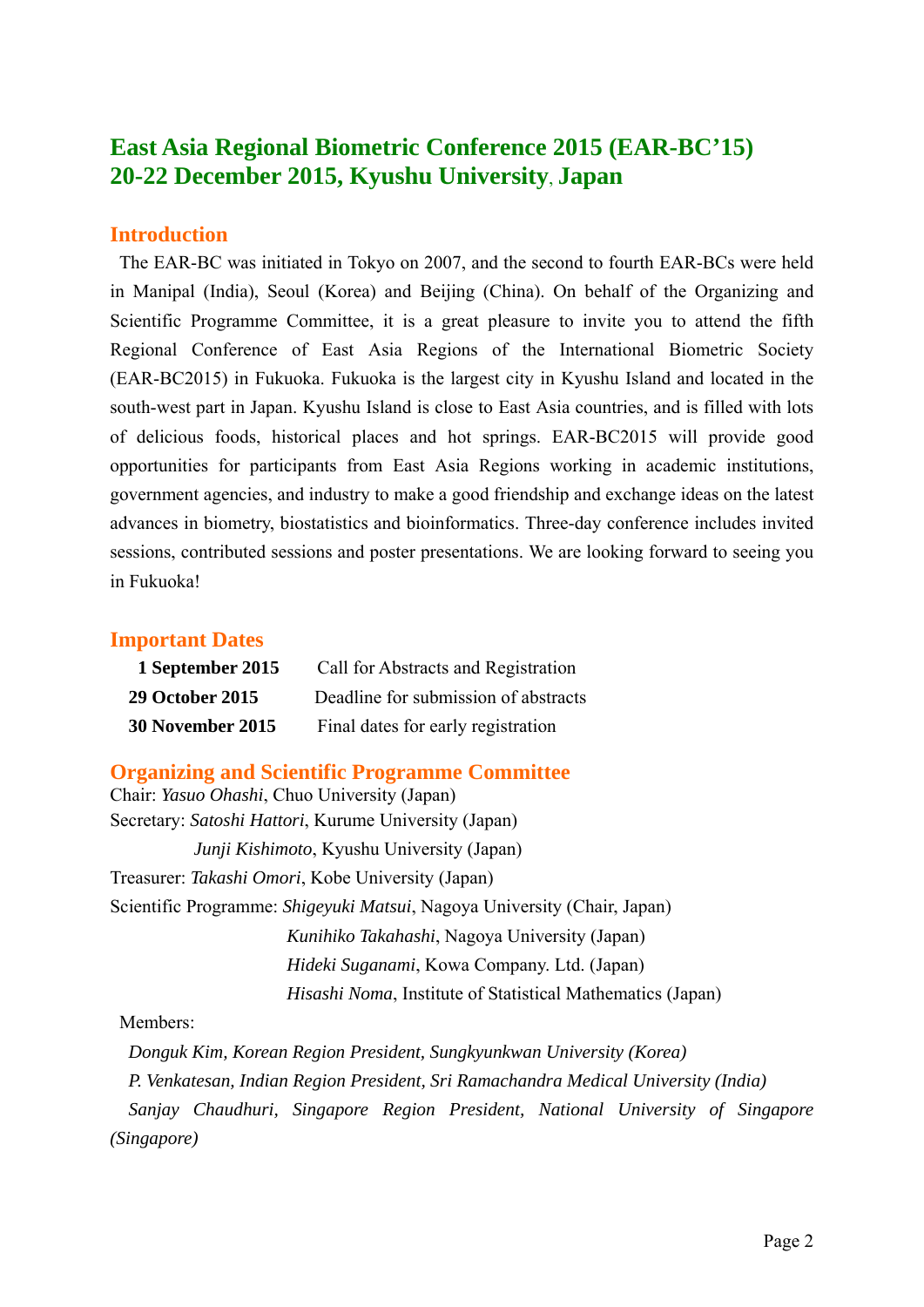# East Asia Regional Biometric Conference 2015 (EAR-BC'15)
# 20-22 December 2015, Kyushu University, Japan

## Introduction

The EAR-BC was initiated in Tokyo on 2007, and the second to fourth EAR-BCs were held in Manipal (India), Seoul (Korea) and Beijing (China). On behalf of the Organizing and Scientific Programme Committee, it is a great pleasure to invite you to attend the fifth Regional Conference of East Asia Regions of the International Biometric Society (EAR-BC2015) in Fukuoka. Fukuoka is the largest city in Kyushu Island and located in the south-west part in Japan. Kyushu Island is close to East Asia countries, and is filled with lots of delicious foods, historical places and hot springs. EAR-BC2015 will provide good opportunities for participants from East Asia Regions working in academic institutions, government agencies, and industry to make a good friendship and exchange ideas on the latest advances in biometry, biostatistics and bioinformatics. Three-day conference includes invited sessions, contributed sessions and poster presentations. We are looking forward to seeing you in Fukuoka!

## Important Dates

| | |
|---|---|
| **1 September 2015** | Call for Abstracts and Registration |
| **29 October 2015** | Deadline for submission of abstracts |
| **30 November 2015** | Final dates for early registration |

## Organizing and Scientific Programme Committee

Chair: *Yasuo Ohashi*, Chuo University (Japan)

Secretary: *Satoshi Hattori*, Kurume University (Japan)
*Junji Kishimoto*, Kyushu University (Japan)

Treasurer: *Takashi Omori*, Kobe University (Japan)

Scientific Programme: *Shigeyuki Matsui*, Nagoya University (Chair, Japan)
*Kunihiko Takahashi*, Nagoya University (Japan)
*Hideki Suganami*, Kowa Company. Ltd. (Japan)
*Hisashi Noma*, Institute of Statistical Mathematics (Japan)

Members:

*Donguk Kim, Korean Region President, Sungkyunkwan University (Korea)*

*P. Venkatesan, Indian Region President, Sri Ramachandra Medical University (India)*

*Sanjay Chaudhuri, Singapore Region President, National University of Singapore (Singapore)*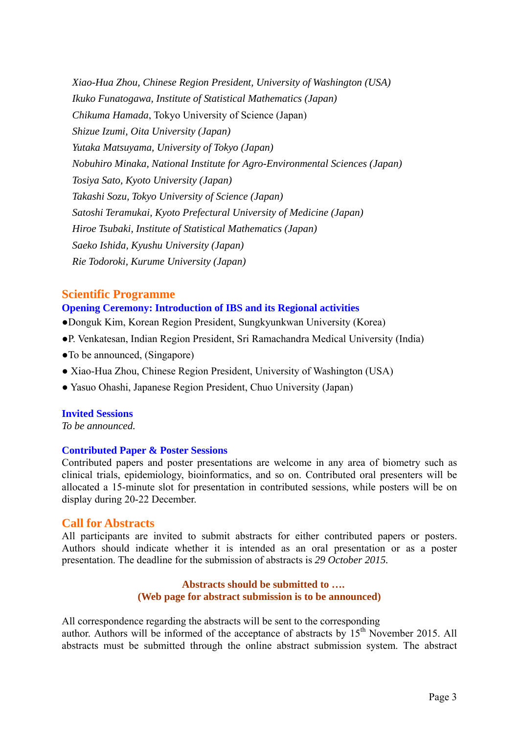*Xiao-Hua Zhou, Chinese Region President, University of Washington (USA)*
*Ikuko Funatogawa, Institute of Statistical Mathematics (Japan)*
*Chikuma Hamada*, Tokyo University of Science (Japan)
*Shizue Izumi, Oita University (Japan)*
*Yutaka Matsuyama, University of Tokyo (Japan)*
*Nobuhiro Minaka, National Institute for Agro-Environmental Sciences (Japan)*
*Tosiya Sato, Kyoto University (Japan)*
*Takashi Sozu, Tokyo University of Science (Japan)*
*Satoshi Teramukai, Kyoto Prefectural University of Medicine (Japan)*
*Hiroe Tsubaki, Institute of Statistical Mathematics (Japan)*
*Saeko Ishida, Kyushu University (Japan)*
*Rie Todoroki, Kurume University (Japan)*

## Scientific Programme

### Opening Ceremony: Introduction of IBS and its Regional activities

- Donguk Kim, Korean Region President, Sungkyunkwan University (Korea)
- P. Venkatesan, Indian Region President, Sri Ramachandra Medical University (India)
- To be announced, (Singapore)
- Xiao-Hua Zhou, Chinese Region President, University of Washington (USA)
- Yasuo Ohashi, Japanese Region President, Chuo University (Japan)

### Invited Sessions

*To be announced.*

### Contributed Paper & Poster Sessions

Contributed papers and poster presentations are welcome in any area of biometry such as clinical trials, epidemiology, bioinformatics, and so on. Contributed oral presenters will be allocated a 15-minute slot for presentation in contributed sessions, while posters will be on display during 20-22 December.

## Call for Abstracts

All participants are invited to submit abstracts for either contributed papers or posters. Authors should indicate whether it is intended as an oral presentation or as a poster presentation. The deadline for the submission of abstracts is *29 October 2015*.

**Abstracts should be submitted to ….**
**(Web page for abstract submission is to be announced)**

All correspondence regarding the abstracts will be sent to the corresponding author. Authors will be informed of the acceptance of abstracts by 15th November 2015. All abstracts must be submitted through the online abstract submission system. The abstract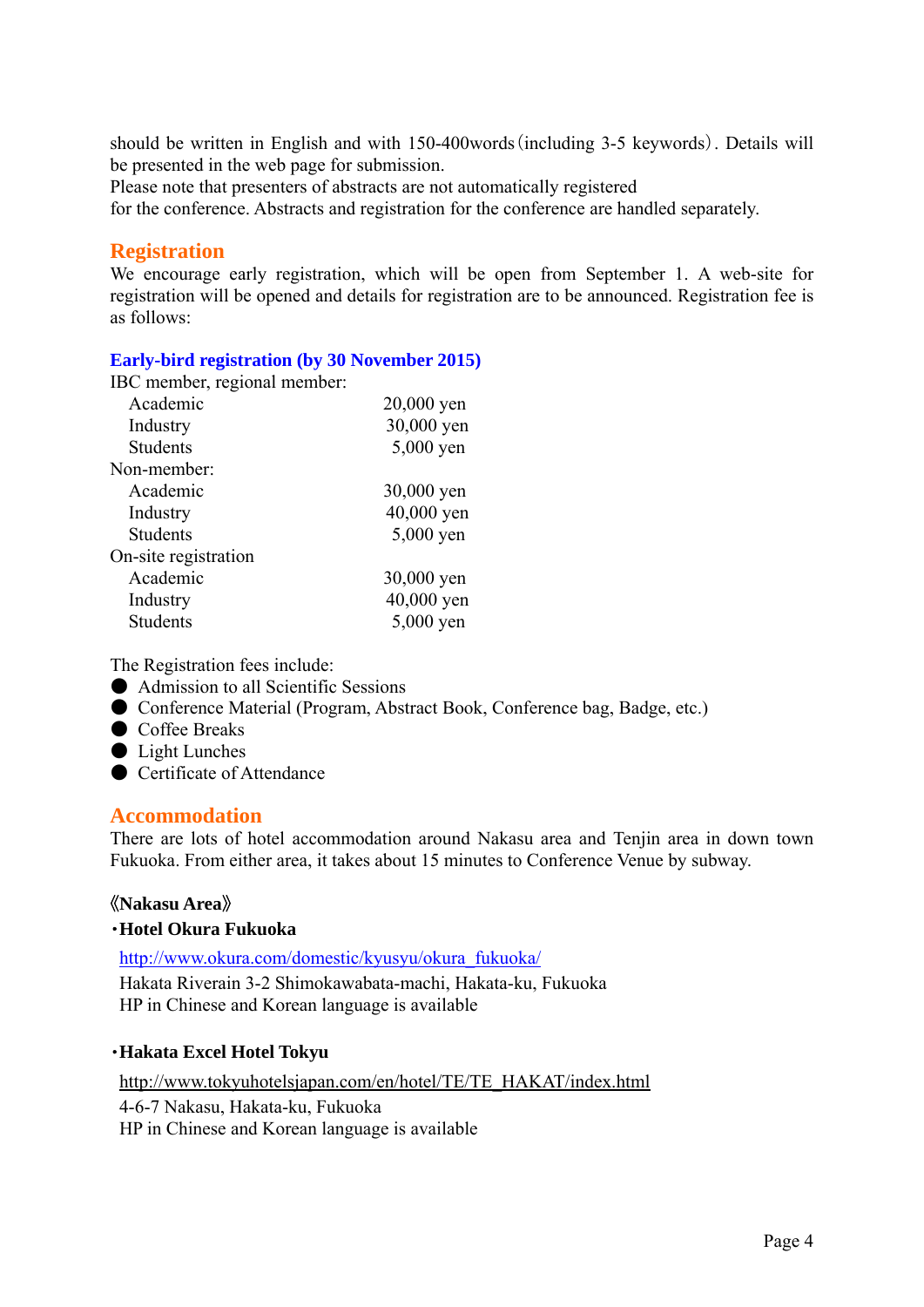should be written in English and with 150-400words（including 3-5 keywords）. Details will be presented in the web page for submission.
Please note that presenters of abstracts are not automatically registered
for the conference. Abstracts and registration for the conference are handled separately.

## Registration

We encourage early registration, which will be open from September 1. A web-site for registration will be opened and details for registration are to be announced. Registration fee is as follows:

### Early-bird registration (by 30 November 2015)

| | |
|---|---|
| IBC member, regional member: | |
| Academic | 20,000 yen |
| Industry | 30,000 yen |
| Students | 5,000 yen |
| Non-member: | |
| Academic | 30,000 yen |
| Industry | 40,000 yen |
| Students | 5,000 yen |
| On-site registration | |
| Academic | 30,000 yen |
| Industry | 40,000 yen |
| Students | 5,000 yen |

The Registration fees include:

- Admission to all Scientific Sessions
- Conference Material (Program, Abstract Book, Conference bag, Badge, etc.)
- Coffee Breaks
- Light Lunches
- Certificate of Attendance

## Accommodation

There are lots of hotel accommodation around Nakasu area and Tenjin area in down town Fukuoka. From either area, it takes about 15 minutes to Conference Venue by subway.

**《Nakasu Area》**

**・Hotel Okura Fukuoka**

http://www.okura.com/domestic/kyusyu/okura_fukuoka/
Hakata Riverain 3-2 Shimokawabata-machi, Hakata-ku, Fukuoka
HP in Chinese and Korean language is available

**・Hakata Excel Hotel Tokyu**

http://www.tokyuhotelsjapan.com/en/hotel/TE/TE_HAKAT/index.html
4-6-7 Nakasu, Hakata-ku, Fukuoka
HP in Chinese and Korean language is available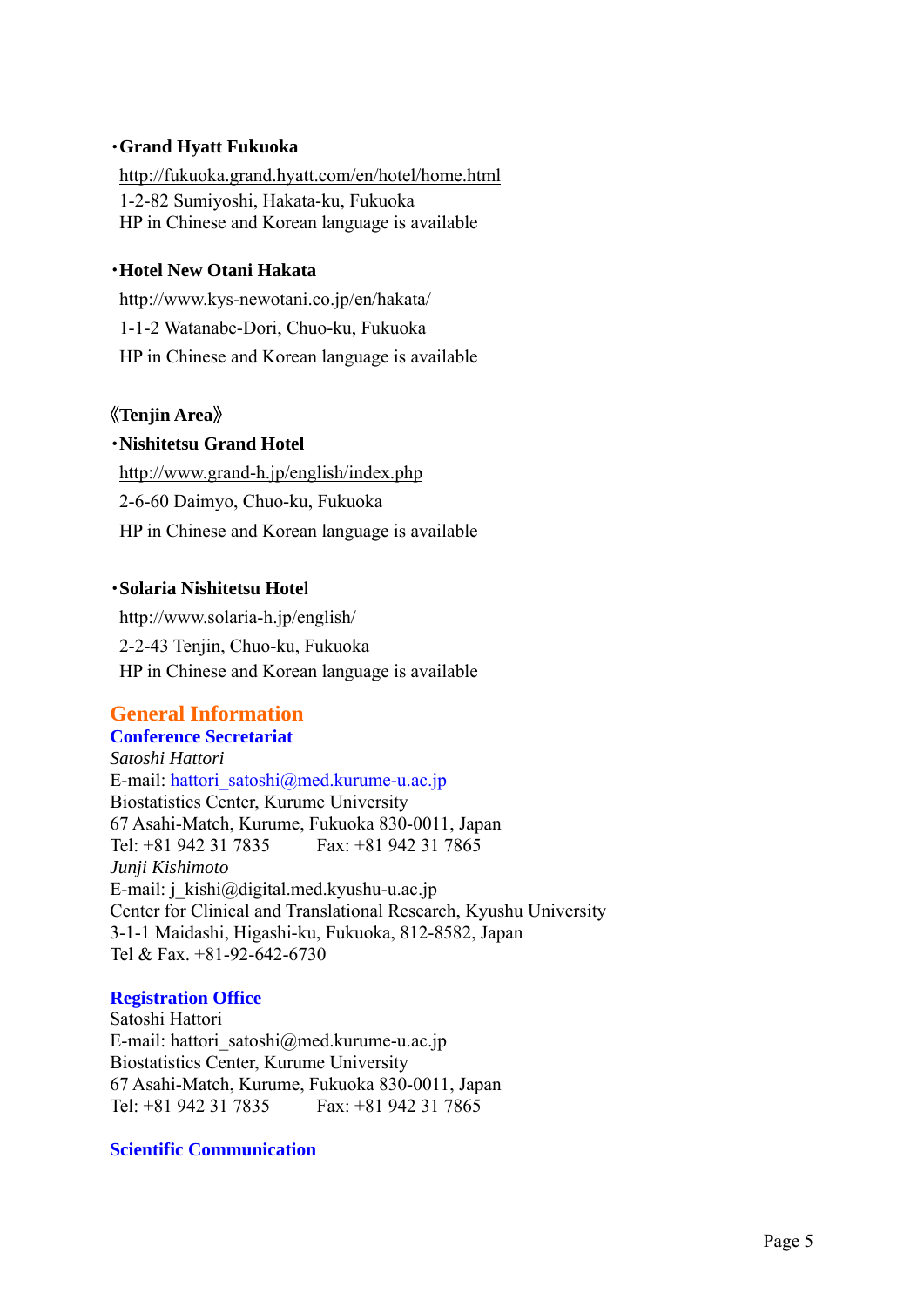**・Grand Hyatt Fukuoka**

http://fukuoka.grand.hyatt.com/en/hotel/home.html
1-2-82 Sumiyoshi, Hakata-ku, Fukuoka
HP in Chinese and Korean language is available

**・Hotel New Otani Hakata**

http://www.kys-newotani.co.jp/en/hakata/
1-1-2 Watanabe-Dori, Chuo-ku, Fukuoka
HP in Chinese and Korean language is available

**《Tenjin Area》**

**・Nishitetsu Grand Hotel**

http://www.grand-h.jp/english/index.php
2-6-60 Daimyo, Chuo-ku, Fukuoka
HP in Chinese and Korean language is available

**・Solaria Nishitetsu Hotel**

http://www.solaria-h.jp/english/
2-2-43 Tenjin, Chuo-ku, Fukuoka
HP in Chinese and Korean language is available

## General Information

### Conference Secretariat

*Satoshi Hattori*
E-mail: hattori_satoshi@med.kurume-u.ac.jp
Biostatistics Center, Kurume University
67 Asahi-Match, Kurume, Fukuoka 830-0011, Japan
Tel: +81 942 31 7835 Fax: +81 942 31 7865
*Junji Kishimoto*
E-mail: j_kishi@digital.med.kyushu-u.ac.jp
Center for Clinical and Translational Research, Kyushu University
3-1-1 Maidashi, Higashi-ku, Fukuoka, 812-8582, Japan
Tel & Fax. +81-92-642-6730

### Registration Office

Satoshi Hattori
E-mail: hattori_satoshi@med.kurume-u.ac.jp
Biostatistics Center, Kurume University
67 Asahi-Match, Kurume, Fukuoka 830-0011, Japan
Tel: +81 942 31 7835 Fax: +81 942 31 7865

### Scientific Communication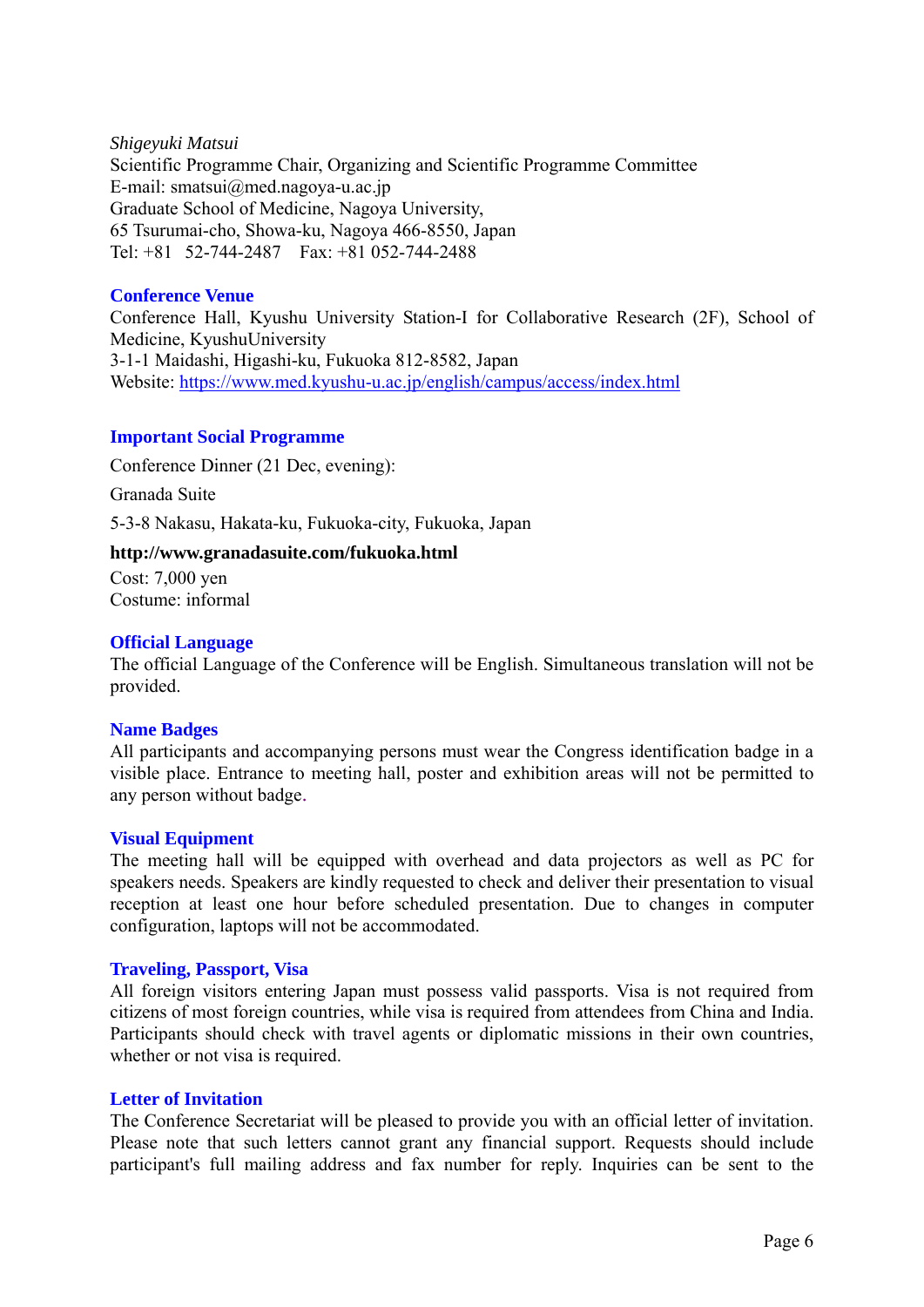*Shigeyuki Matsui*
Scientific Programme Chair, Organizing and Scientific Programme Committee
E-mail: smatsui@med.nagoya-u.ac.jp
Graduate School of Medicine, Nagoya University,
65 Tsurumai-cho, Showa-ku, Nagoya 466-8550, Japan
Tel: +81 52-744-2487 Fax: +81 052-744-2488

### Conference Venue

Conference Hall, Kyushu University Station-I for Collaborative Research (2F), School of Medicine, KyushuUniversity
3-1-1 Maidashi, Higashi-ku, Fukuoka 812-8582, Japan
Website: [https://www.med.kyushu-u.ac.jp/english/campus/access/index.html](https://www.med.kyushu-u.ac.jp/english/campus/access/index.html)

### Important Social Programme

Conference Dinner (21 Dec, evening):

Granada Suite

5-3-8 Nakasu, Hakata-ku, Fukuoka-city, Fukuoka, Japan

**http://www.granadasuite.com/fukuoka.html**

Cost: 7,000 yen
Costume: informal

### Official Language

The official Language of the Conference will be English. Simultaneous translation will not be provided.

### Name Badges

All participants and accompanying persons must wear the Congress identification badge in a visible place. Entrance to meeting hall, poster and exhibition areas will not be permitted to any person without badge.

### Visual Equipment

The meeting hall will be equipped with overhead and data projectors as well as PC for speakers needs. Speakers are kindly requested to check and deliver their presentation to visual reception at least one hour before scheduled presentation. Due to changes in computer configuration, laptops will not be accommodated.

### Traveling, Passport, Visa

All foreign visitors entering Japan must possess valid passports. Visa is not required from citizens of most foreign countries, while visa is required from attendees from China and India. Participants should check with travel agents or diplomatic missions in their own countries, whether or not visa is required.

### Letter of Invitation

The Conference Secretariat will be pleased to provide you with an official letter of invitation. Please note that such letters cannot grant any financial support. Requests should include participant's full mailing address and fax number for reply. Inquiries can be sent to the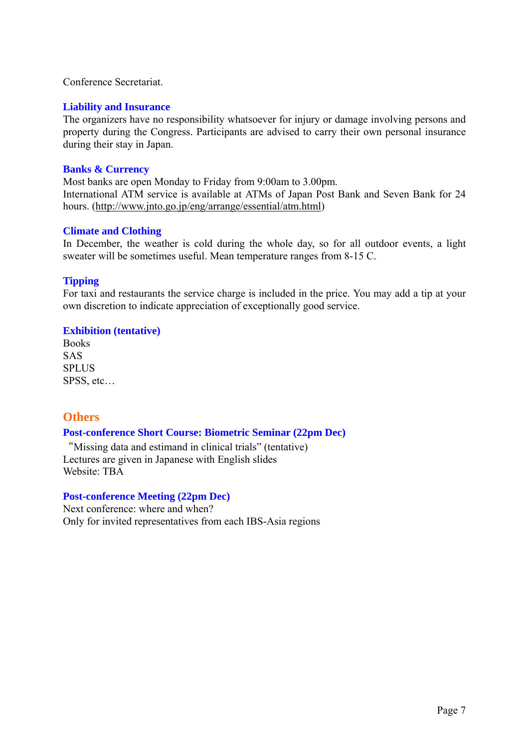Conference Secretariat.

### Liability and Insurance

The organizers have no responsibility whatsoever for injury or damage involving persons and property during the Congress. Participants are advised to carry their own personal insurance during their stay in Japan.

### Banks & Currency

Most banks are open Monday to Friday from 9:00am to 3.00pm.
International ATM service is available at ATMs of Japan Post Bank and Seven Bank for 24 hours. (http://www.jnto.go.jp/eng/arrange/essential/atm.html)

### Climate and Clothing

In December, the weather is cold during the whole day, so for all outdoor events, a light sweater will be sometimes useful. Mean temperature ranges from 8-15 C.

### Tipping

For taxi and restaurants the service charge is included in the price. You may add a tip at your own discretion to indicate appreciation of exceptionally good service.

### Exhibition (tentative)

Books
SAS
SPLUS
SPSS, etc…

## Others

### Post-conference Short Course: Biometric Seminar (22pm Dec)

"Missing data and estimand in clinical trials" (tentative)
Lectures are given in Japanese with English slides
Website: TBA

### Post-conference Meeting (22pm Dec)

Next conference: where and when?
Only for invited representatives from each IBS-Asia regions